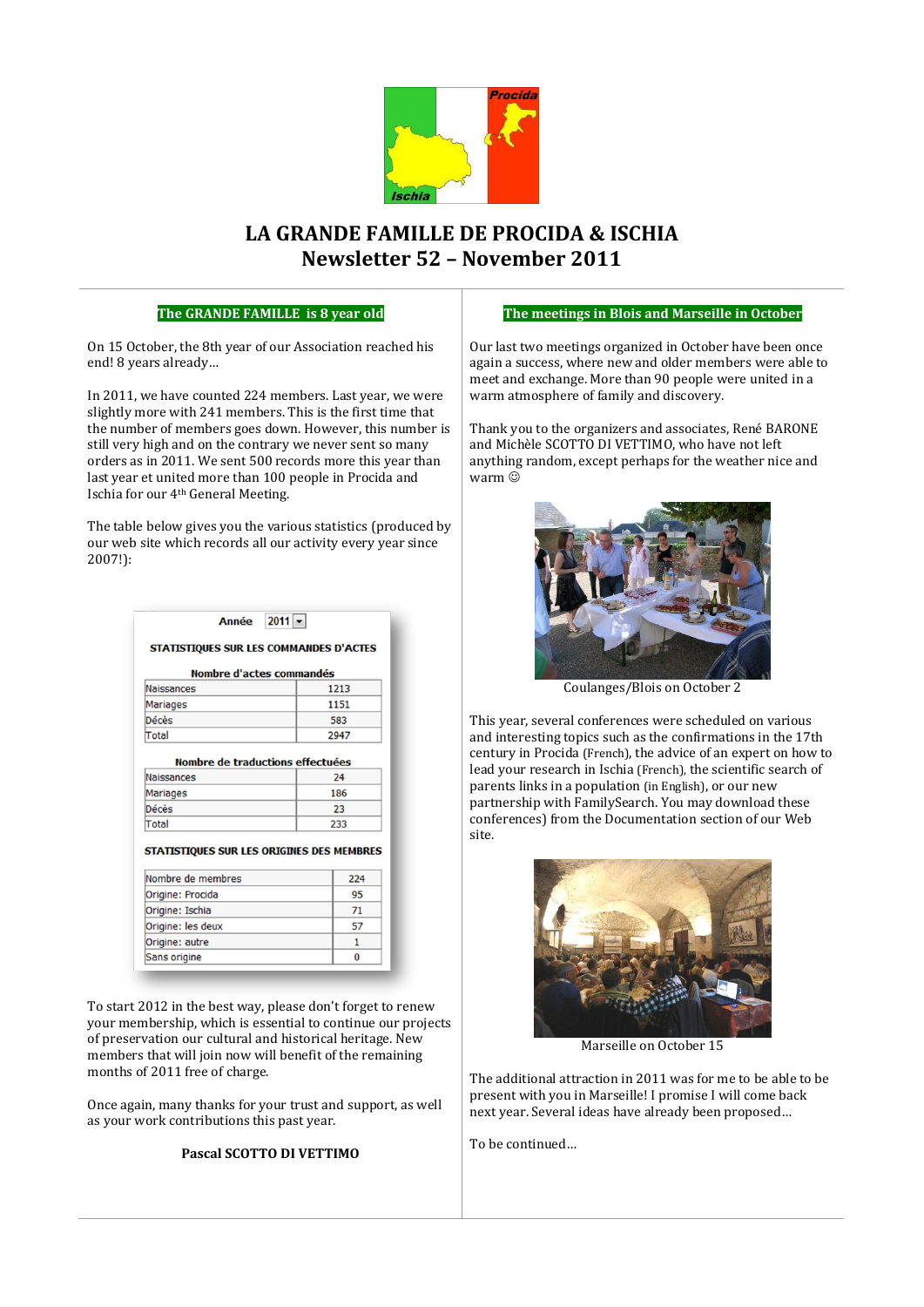# LA GRANDE FAMILLE DE PROCIDA & ISCHIA
## Newsletter 52 – November 2011

### The GRANDE FAMILLE is 8 year old

On 15 October, the 8th year of our Association reached his end! 8 years already…

In 2011, we have counted 224 members. Last year, we were slightly more with 241 members. This is the first time that the number of members goes down. However, this number is still very high and on the contrary we never sent so many orders as in 2011. We sent 500 records more this year than last year et united more than 100 people in Procida and Ischia for our 4th General Meeting.

The table below gives you the various statistics (produced by our web site which records all our activity every year since 2007!):

**Année** 2011

**STATISTIQUES SUR LES COMMANDES D'ACTES**

**Nombre d'actes commandés**

| | |
|---|---|
| Naissances | 1213 |
| Mariages | 1151 |
| Décès | 583 |
| Total | 2947 |

**Nombre de traductions effectuées**

| | |
|---|---|
| Naissances | 24 |
| Mariages | 186 |
| Décès | 23 |
| Total | 233 |

**STATISTIQUES SUR LES ORIGINES DES MEMBRES**

| | |
|---|---|
| Nombre de membres | 224 |
| Origine: Procida | 95 |
| Origine: Ischia | 71 |
| Origine: les deux | 57 |
| Origine: autre | 1 |
| Sans origine | 0 |

To start 2012 in the best way, please don't forget to renew your membership, which is essential to continue our projects of preservation our cultural and historical heritage. New members that will join now will benefit of the remaining months of 2011 free of charge.

Once again, many thanks for your trust and support, as well as your work contributions this past year.

**Pascal SCOTTO DI VETTIMO**

### The meetings in Blois and Marseille in October

Our last two meetings organized in October have been once again a success, where new and older members were able to meet and exchange. More than 90 people were united in a warm atmosphere of family and discovery.

Thank you to the organizers and associates, René BARONE and Michèle SCOTTO DI VETTIMO, who have not left anything random, except perhaps for the weather nice and warm ☺

Coulanges/Blois on October 2

This year, several conferences were scheduled on various and interesting topics such as the confirmations in the 17th century in Procida (French), the advice of an expert on how to lead your research in Ischia (French), the scientific search of parents links in a population (in English), or our new partnership with FamilySearch. You may download these conferences) from the Documentation section of our Web site.

Marseille on October 15

The additional attraction in 2011 was for me to be able to be present with you in Marseille! I promise I will come back next year. Several ideas have already been proposed…

To be continued…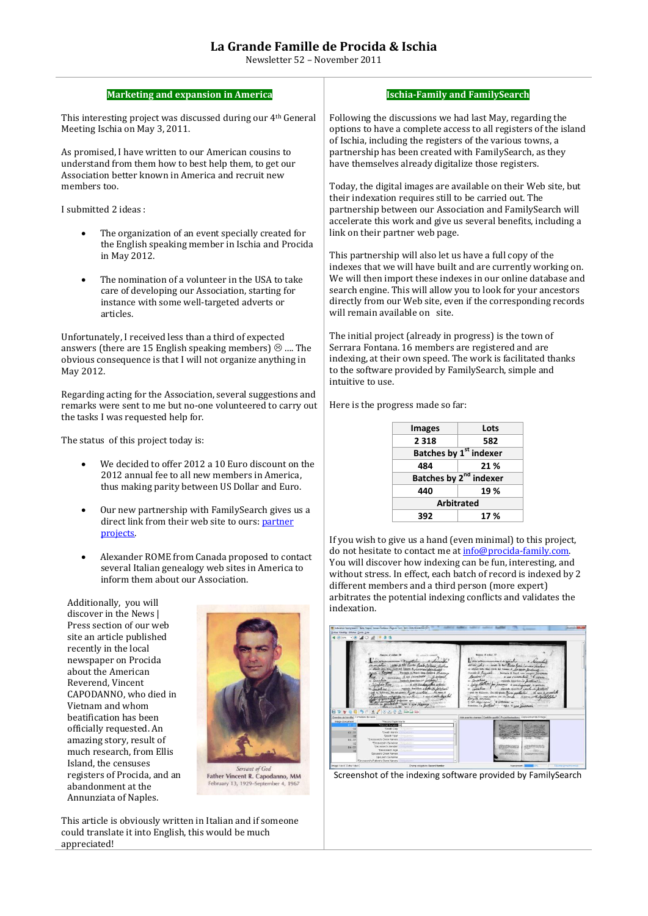# La Grande Famille de Procida & Ischia

Newsletter 52 – November 2011

## Marketing and expansion in America

This interesting project was discussed during our 4th General Meeting Ischia on May 3, 2011.

As promised, I have written to our American cousins to understand from them how to best help them, to get our Association better known in America and recruit new members too.

I submitted 2 ideas :

- The organization of an event specially created for the English speaking member in Ischia and Procida in May 2012.
- The nomination of a volunteer in the USA to take care of developing our Association, starting for instance with some well-targeted adverts or articles.

Unfortunately, I received less than a third of expected answers (there are 15 English speaking members) ☹ .... The obvious consequence is that I will not organize anything in May 2012.

Regarding acting for the Association, several suggestions and remarks were sent to me but no-one volunteered to carry out the tasks I was requested help for.

The status of this project today is:

- We decided to offer 2012 a 10 Euro discount on the 2012 annual fee to all new members in America, thus making parity between US Dollar and Euro.
- Our new partnership with FamilySearch gives us a direct link from their web site to ours: partner projects.
- Alexander ROME from Canada proposed to contact several Italian genealogy web sites in America to inform them about our Association.

Additionally, you will discover in the News | Press section of our web site an article published recently in the local newspaper on Procida about the American Reverend, Vincent CAPODANNO, who died in Vietnam and whom beatification has been officially requested. An amazing story, result of much research, from Ellis Island, the censuses registers of Procida, and an abandonment at the Annunziata of Naples.

Servant of God
Father Vincent R. Capodanno, MM
February 13, 1929–September 4, 1967

This article is obviously written in Italian and if someone could translate it into English, this would be much appreciated!

## Ischia-Family and FamilySearch

Following the discussions we had last May, regarding the options to have a complete access to all registers of the island of Ischia, including the registers of the various towns, a partnership has been created with FamilySearch, as they have themselves already digitalize those registers.

Today, the digital images are available on their Web site, but their indexation requires still to be carried out. The partnership between our Association and FamilySearch will accelerate this work and give us several benefits, including a link on their partner web page.

This partnership will also let us have a full copy of the indexes that we will have built and are currently working on. We will then import these indexes in our online database and search engine. This will allow you to look for your ancestors directly from our Web site, even if the corresponding records will remain available on site.

The initial project (already in progress) is the town of Serrara Fontana. 16 members are registered and are indexing, at their own speed. The work is facilitated thanks to the software provided by FamilySearch, simple and intuitive to use.

Here is the progress made so far:

| Images | Lots |
|---|---|
| 2 318 | 582 |
| Batches by 1st indexer | |
| 484 | 21 % |
| Batches by 2nd indexer | |
| 440 | 19 % |
| Arbitrated | |
| 392 | 17 % |

If you wish to give us a hand (even minimal) to this project, do not hesitate to contact me at info@procida-family.com. You will discover how indexing can be fun, interesting, and without stress. In effect, each batch of record is indexed by 2 different members and a third person (more expert) arbitrates the potential indexing conflicts and validates the indexation.

Screenshot of the indexing software provided by FamilySearch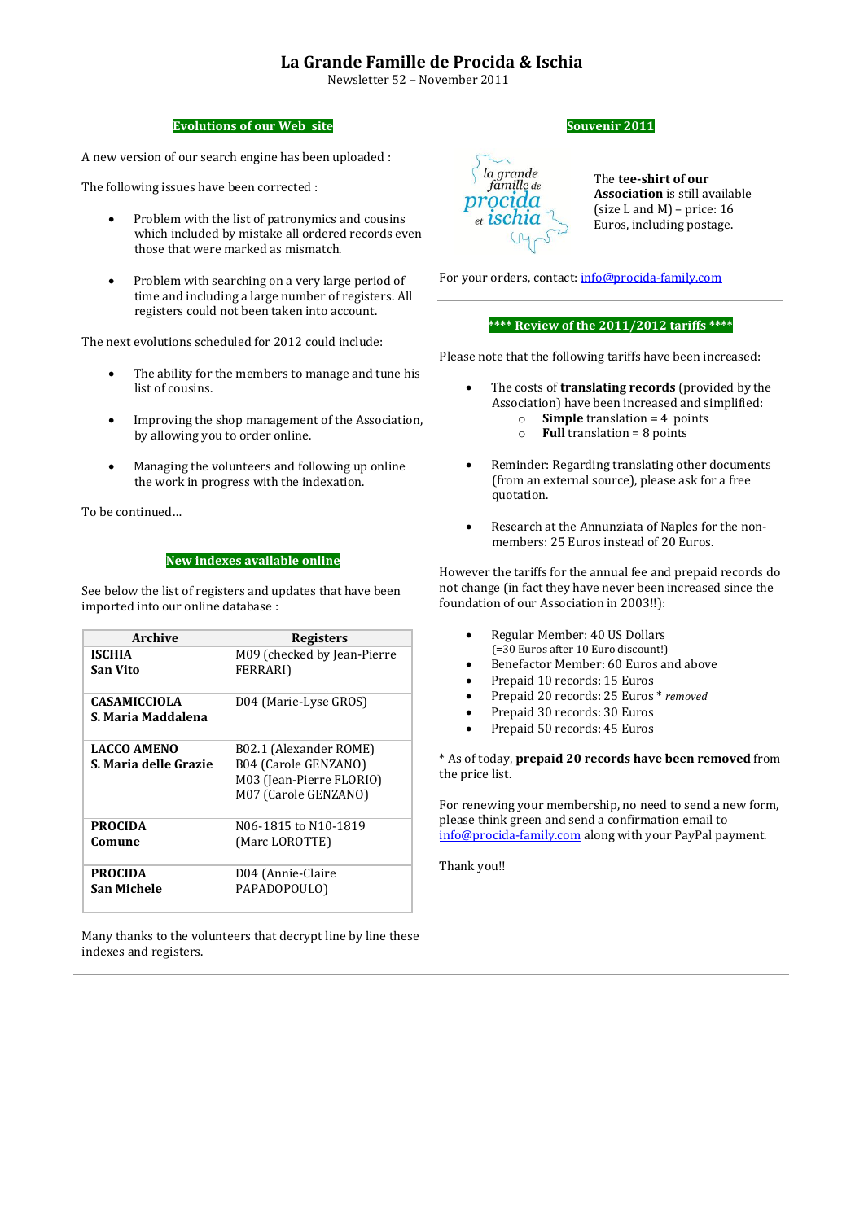# La Grande Famille de Procida & Ischia

Newsletter 52 – November 2011

## Evolutions of our Web site

A new version of our search engine has been uploaded :

The following issues have been corrected :

- Problem with the list of patronymics and cousins which included by mistake all ordered records even those that were marked as mismatch.
- Problem with searching on a very large period of time and including a large number of registers. All registers could not been taken into account.

The next evolutions scheduled for 2012 could include:

- The ability for the members to manage and tune his list of cousins.
- Improving the shop management of the Association, by allowing you to order online.
- Managing the volunteers and following up online the work in progress with the indexation.

To be continued…

## New indexes available online

See below the list of registers and updates that have been imported into our online database :

| Archive | Registers |
|---|---|
| **ISCHIA San Vito** | M09 (checked by Jean-Pierre FERRARI) |
| **CASAMICCIOLA S. Maria Maddalena** | D04 (Marie-Lyse GROS) |
| **LACCO AMENO S. Maria delle Grazie** | B02.1 (Alexander ROME) B04 (Carole GENZANO) M03 (Jean-Pierre FLORIO) M07 (Carole GENZANO) |
| **PROCIDA Comune** | N06-1815 to N10-1819 (Marc LOROTTE) |
| **PROCIDA San Michele** | D04 (Annie-Claire PAPADOPOULO) |

Many thanks to the volunteers that decrypt line by line these indexes and registers.

## Souvenir 2011

la grande famille de procida et ischia

The **tee-shirt of our Association** is still available (size L and M) – price: 16 Euros, including postage.

For your orders, contact: info@procida-family.com

## **** Review of the 2011/2012 tariffs ****

Please note that the following tariffs have been increased:

- The costs of **translating records** (provided by the Association) have been increased and simplified:
  - **Simple** translation = 4 points
  - **Full** translation = 8 points
- Reminder: Regarding translating other documents (from an external source), please ask for a free quotation.
- Research at the Annunziata of Naples for the non-members: 25 Euros instead of 20 Euros.

However the tariffs for the annual fee and prepaid records do not change (in fact they have never been increased since the foundation of our Association in 2003!!):

- Regular Member: 40 US Dollars
  (=30 Euros after 10 Euro discount!)
- Benefactor Member: 60 Euros and above
- Prepaid 10 records: 15 Euros
- ~~Prepaid 20 records: 25 Euros~~ * *removed*
- Prepaid 30 records: 30 Euros
- Prepaid 50 records: 45 Euros

* As of today, **prepaid 20 records have been removed** from the price list.

For renewing your membership, no need to send a new form, please think green and send a confirmation email to info@procida-family.com along with your PayPal payment.

Thank you!!